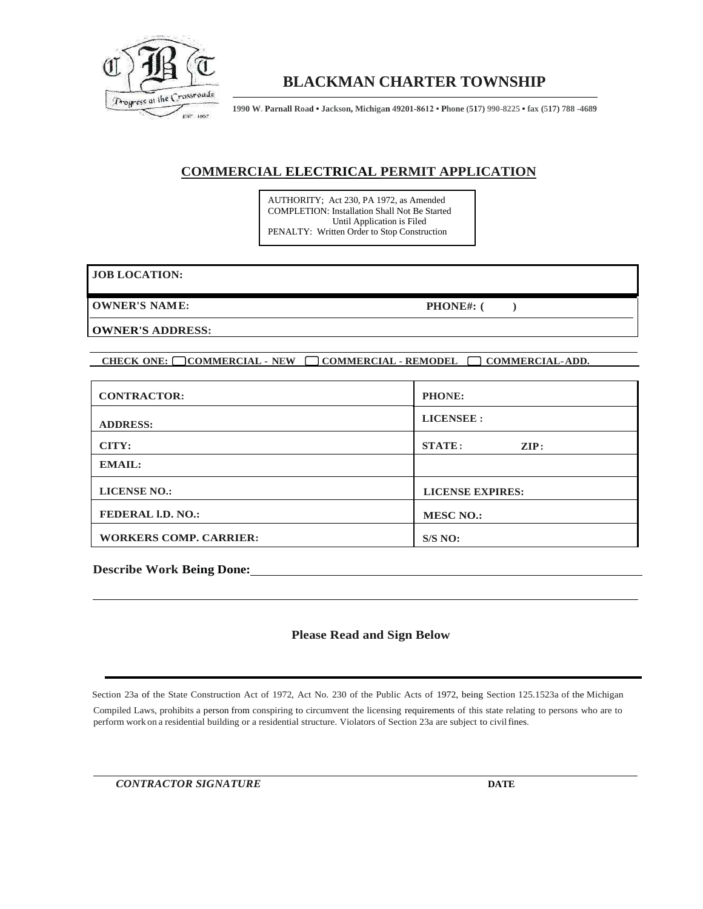# BLACKMAN CHARTER TOWNSHIP

**1990 W. Parnall Road • Jackson, Michigan 49201-8612 • Phone (517) 990-8225 • fax (517) 788 -4689**

## COMMERCIAL ELECTRICAL PERMIT APPLICATION

AUTHORITY; Act 230, PA 1972, as Amended
COMPLETION: Installation Shall Not Be Started Until Application is Filed
PENALTY: Written Order to Stop Construction

**JOB LOCATION:**

**OWNER'S NAME:** **PHONE#: ( )**

**OWNER'S ADDRESS:**

**CHECK ONE:** ☐ **COMMERCIAL - NEW** ☐ **COMMERCIAL - REMODEL** ☐ **COMMERCIAL-ADD.**

| | |
|---|---|
| **CONTRACTOR:** | **PHONE:** |
| **ADDRESS:** | **LICENSEE :** |
| **CITY:** | **STATE:** **ZIP:** |
| **EMAIL:** | |
| **LICENSE NO.:** | **LICENSE EXPIRES:** |
| **FEDERAL I.D. NO.:** | **MESC NO.:** |
| **WORKERS COMP. CARRIER:** | **S/S NO:** |

**Describe Work Being Done:**

**Please Read and Sign Below**

Section 23a of the State Construction Act of 1972, Act No. 230 of the Public Acts of 1972, being Section 125.1523a of the Michigan Compiled Laws, prohibits a person from conspiring to circumvent the licensing requirements of this state relating to persons who are to perform work on a residential building or a residential structure. Violators of Section 23a are subject to civil fines.

***CONTRACTOR SIGNATURE*** **DATE**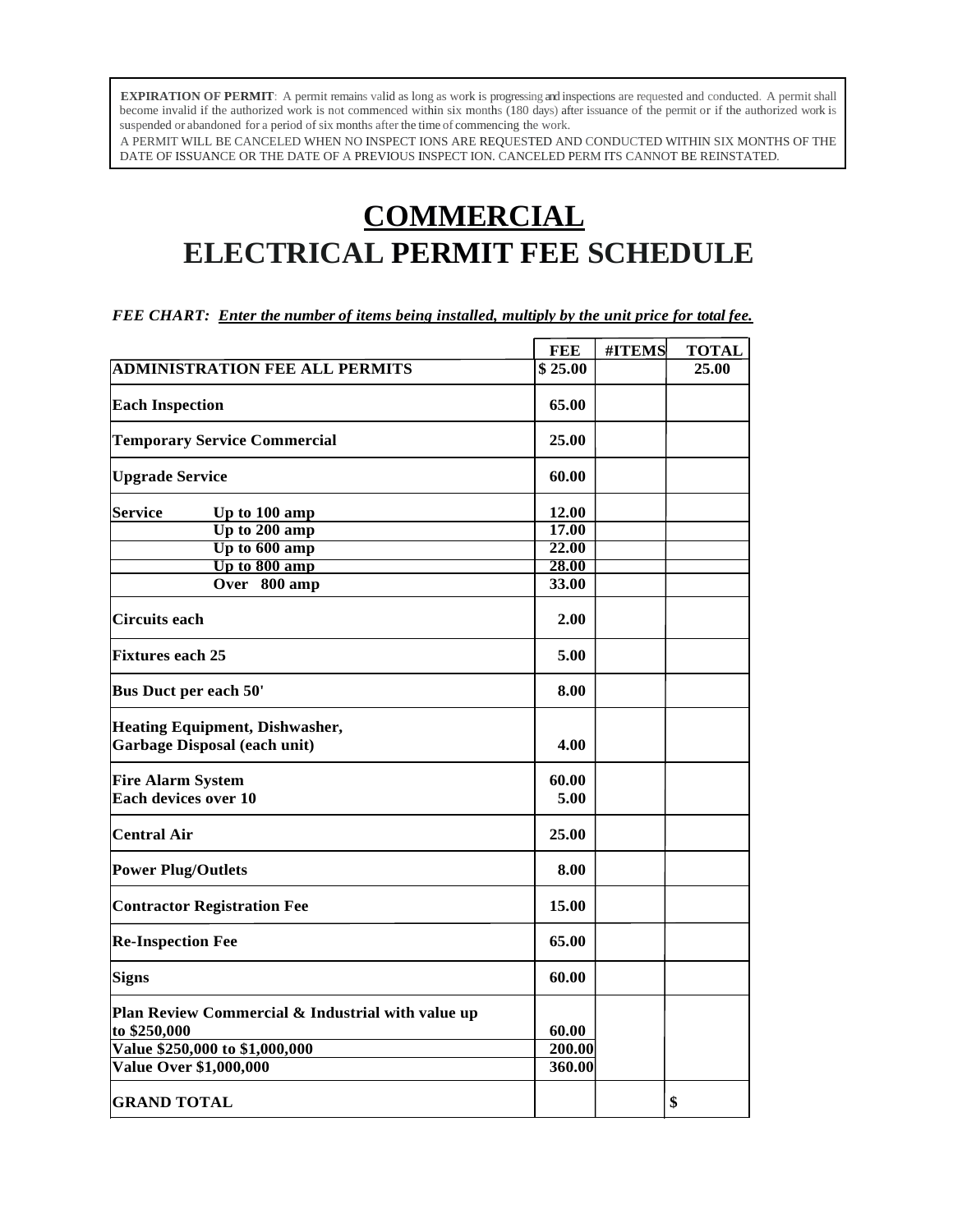**EXPIRATION OF PERMIT**: A permit remains valid as long as work is progressing and inspections are requested and conducted. A permit shall become invalid if the authorized work is not commenced within six months (180 days) after issuance of the permit or if the authorized work is suspended or abandoned for a period of six months after the time of commencing the work.

A PERMIT WILL BE CANCELED WHEN NO INSPECT IONS ARE REQUESTED AND CONDUCTED WITHIN SIX MONTHS OF THE DATE OF ISSUANCE OR THE DATE OF A PREVIOUS INSPECT ION. CANCELED PERM ITS CANNOT BE REINSTATED.

# COMMERCIAL
# ELECTRICAL PERMIT FEE SCHEDULE

***FEE CHART:*** ***Enter the number of items being installed, multiply by the unit price for total fee.***

| | FEE | #ITEMS | TOTAL |
|---|---|---|---|
| **ADMINISTRATION FEE ALL PERMITS** | **$ 25.00** | | **25.00** |
| **Each Inspection** | **65.00** | | |
| **Temporary Service Commercial** | **25.00** | | |
| **Upgrade Service** | **60.00** | | |
| **Service** Up to 100 amp | **12.00** | | |
| Up to 200 amp | **17.00** | | |
| Up to 600 amp | **22.00** | | |
| Up to 800 amp | **28.00** | | |
| Over 800 amp | **33.00** | | |
| **Circuits each** | **2.00** | | |
| **Fixtures each 25** | **5.00** | | |
| **Bus Duct per each 50'** | **8.00** | | |
| **Heating Equipment, Dishwasher, Garbage Disposal (each unit)** | **4.00** | | |
| **Fire Alarm System** | **60.00** | | |
| **Each devices over 10** | **5.00** | | |
| **Central Air** | **25.00** | | |
| **Power Plug/Outlets** | **8.00** | | |
| **Contractor Registration Fee** | **15.00** | | |
| **Re-Inspection Fee** | **65.00** | | |
| **Signs** | **60.00** | | |
| **Plan Review Commercial & Industrial with value up to $250,000** | **60.00** | | |
| **Value $250,000 to $1,000,000** | **200.00** | | |
| **Value Over $1,000,000** | **360.00** | | |
| **GRAND TOTAL** | | | **$** |